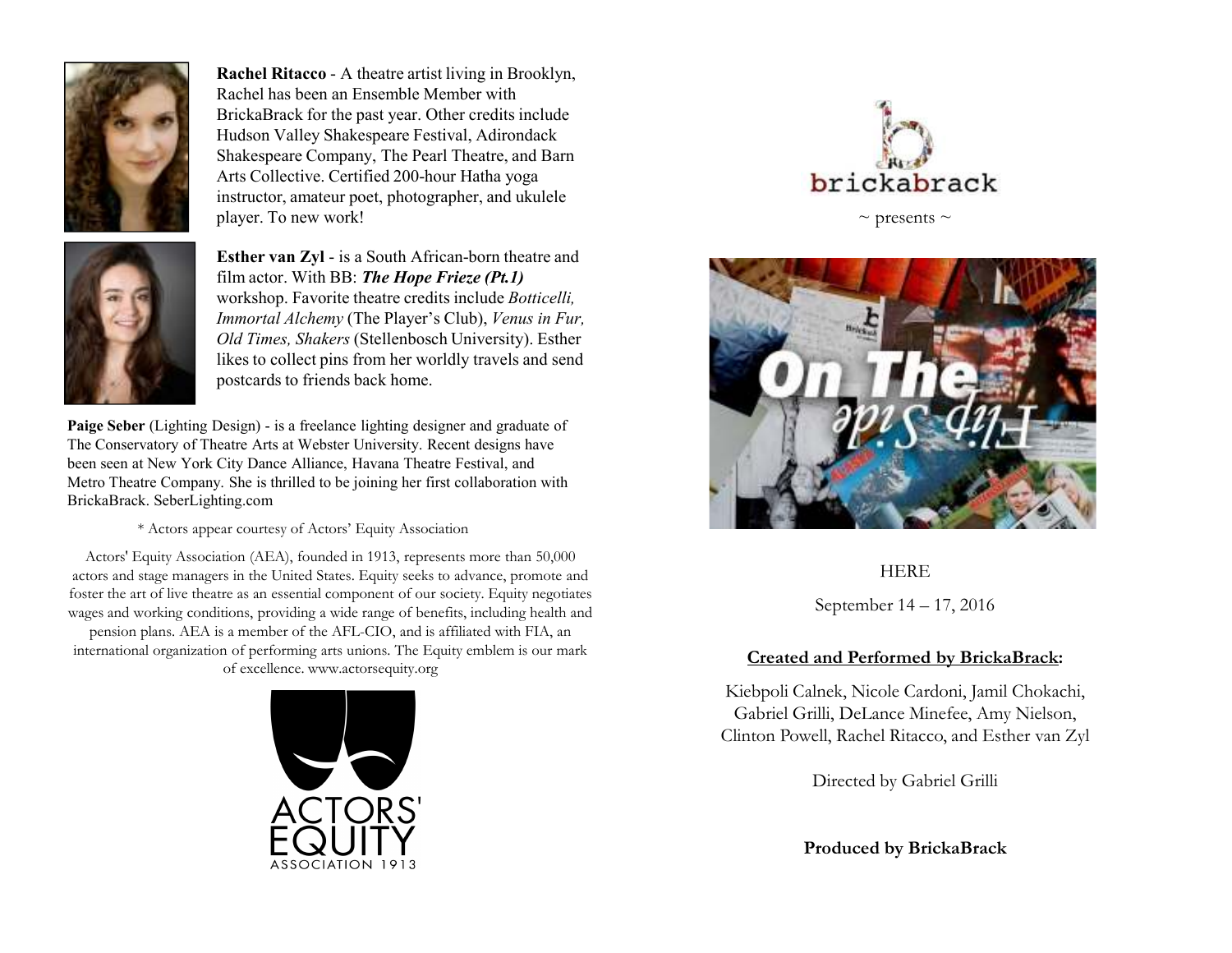**Rachel Ritacco** - A theatre artist living in Brooklyn, Rachel has been an Ensemble Member with BrickaBrack for the past year. Other credits include Hudson Valley Shakespeare Festival, Adirondack Shakespeare Company, The Pearl Theatre, and Barn Arts Collective. Certified 200-hour Hatha yoga instructor, amateur poet, photographer, and ukulele player. To new work!

**Esther van Zyl** - is a South African-born theatre and film actor. With BB: ***The Hope Frieze (Pt.1)*** workshop. Favorite theatre credits include *Botticelli, Immortal Alchemy* (The Player's Club), *Venus in Fur, Old Times, Shakers* (Stellenbosch University). Esther likes to collect pins from her worldly travels and send postcards to friends back home.

**Paige Seber** (Lighting Design) - is a freelance lighting designer and graduate of The Conservatory of Theatre Arts at Webster University. Recent designs have been seen at New York City Dance Alliance, Havana Theatre Festival, and Metro Theatre Company. She is thrilled to be joining her first collaboration with BrickaBrack. SeberLighting.com

\* Actors appear courtesy of Actors' Equity Association

Actors' Equity Association (AEA), founded in 1913, represents more than 50,000 actors and stage managers in the United States. Equity seeks to advance, promote and foster the art of live theatre as an essential component of our society. Equity negotiates wages and working conditions, providing a wide range of benefits, including health and pension plans. AEA is a member of the AFL-CIO, and is affiliated with FIA, an international organization of performing arts unions. The Equity emblem is our mark of excellence. www.actorsequity.org

ACTORS' EQUITY ASSOCIATION 1913

brickabrack

~ presents ~

On The Flip Side

HERE

September 14 – 17, 2016

**Created and Performed by BrickaBrack:**

Kiebpoli Calnek, Nicole Cardoni, Jamil Chokachi, Gabriel Grilli, DeLance Minefee, Amy Nielson, Clinton Powell, Rachel Ritacco, and Esther van Zyl

Directed by Gabriel Grilli

**Produced by BrickaBrack**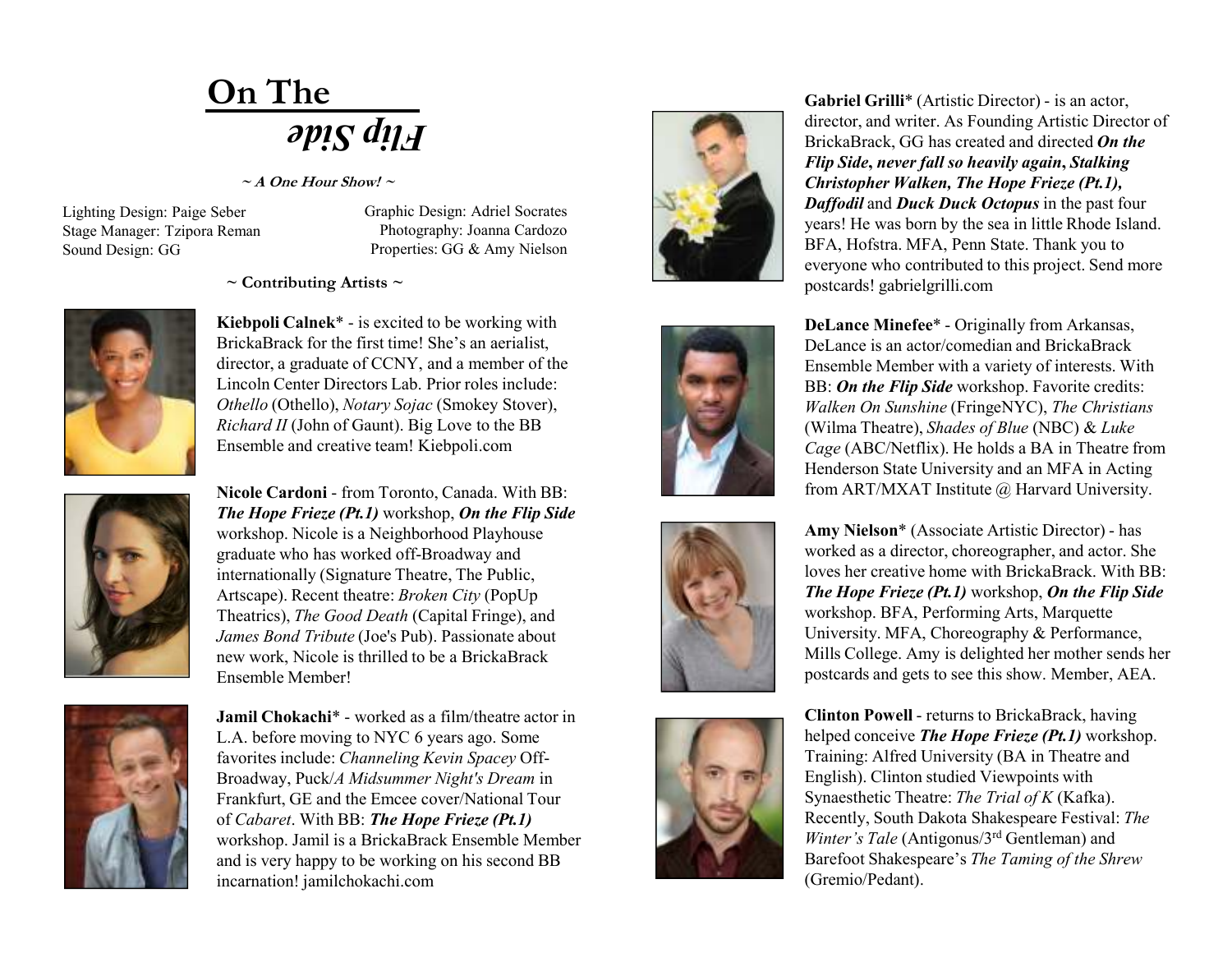# On The Flip Side

*~ A One Hour Show! ~*

Lighting Design: Paige Seber
Stage Manager: Tzipora Reman
Sound Design: GG

Graphic Design: Adriel Socrates
Photography: Joanna Cardozo
Properties: GG & Amy Nielson

**~ Contributing Artists ~**

**Kiebpoli Calnek*** - is excited to be working with BrickaBrack for the first time! She's an aerialist, director, a graduate of CCNY, and a member of the Lincoln Center Directors Lab. Prior roles include: *Othello* (Othello), *Notary Sojac* (Smokey Stover), *Richard II* (John of Gaunt). Big Love to the BB Ensemble and creative team! Kiebpoli.com

**Nicole Cardoni** - from Toronto, Canada. With BB: ***The Hope Frieze (Pt.1)*** workshop, ***On the Flip Side*** workshop. Nicole is a Neighborhood Playhouse graduate who has worked off-Broadway and internationally (Signature Theatre, The Public, Artscape). Recent theatre: *Broken City* (PopUp Theatrics), *The Good Death* (Capital Fringe), and *James Bond Tribute* (Joe's Pub). Passionate about new work, Nicole is thrilled to be a BrickaBrack Ensemble Member!

**Jamil Chokachi*** - worked as a film/theatre actor in L.A. before moving to NYC 6 years ago. Some favorites include: *Channeling Kevin Spacey* Off-Broadway, Puck/*A Midsummer Night's Dream* in Frankfurt, GE and the Emcee cover/National Tour of *Cabaret*. With BB: ***The Hope Frieze (Pt.1)*** workshop. Jamil is a BrickaBrack Ensemble Member and is very happy to be working on his second BB incarnation! jamilchokachi.com

**Gabriel Grilli*** (Artistic Director) - is an actor, director, and writer. As Founding Artistic Director of BrickaBrack, GG has created and directed ***On the Flip Side*****,** ***never fall so heavily again*****,** ***Stalking Christopher Walken, The Hope Frieze (Pt.1), Daffodil*** and ***Duck Duck Octopus*** in the past four years! He was born by the sea in little Rhode Island. BFA, Hofstra. MFA, Penn State. Thank you to everyone who contributed to this project. Send more postcards! gabrielgrilli.com

**DeLance Minefee*** - Originally from Arkansas, DeLance is an actor/comedian and BrickaBrack Ensemble Member with a variety of interests. With BB: ***On the Flip Side*** workshop. Favorite credits: *Walken On Sunshine* (FringeNYC), *The Christians* (Wilma Theatre), *Shades of Blue* (NBC) & *Luke Cage* (ABC/Netflix). He holds a BA in Theatre from Henderson State University and an MFA in Acting from ART/MXAT Institute @ Harvard University.

**Amy Nielson*** (Associate Artistic Director) - has worked as a director, choreographer, and actor. She loves her creative home with BrickaBrack. With BB: ***The Hope Frieze (Pt.1)*** workshop, ***On the Flip Side*** workshop. BFA, Performing Arts, Marquette University. MFA, Choreography & Performance, Mills College. Amy is delighted her mother sends her postcards and gets to see this show. Member, AEA.

**Clinton Powell** - returns to BrickaBrack, having helped conceive ***The Hope Frieze (Pt.1)*** workshop. Training: Alfred University (BA in Theatre and English). Clinton studied Viewpoints with Synaesthetic Theatre: *The Trial of K* (Kafka). Recently, South Dakota Shakespeare Festival: *The Winter's Tale* (Antigonus/3rd Gentleman) and Barefoot Shakespeare's *The Taming of the Shrew* (Gremio/Pedant).